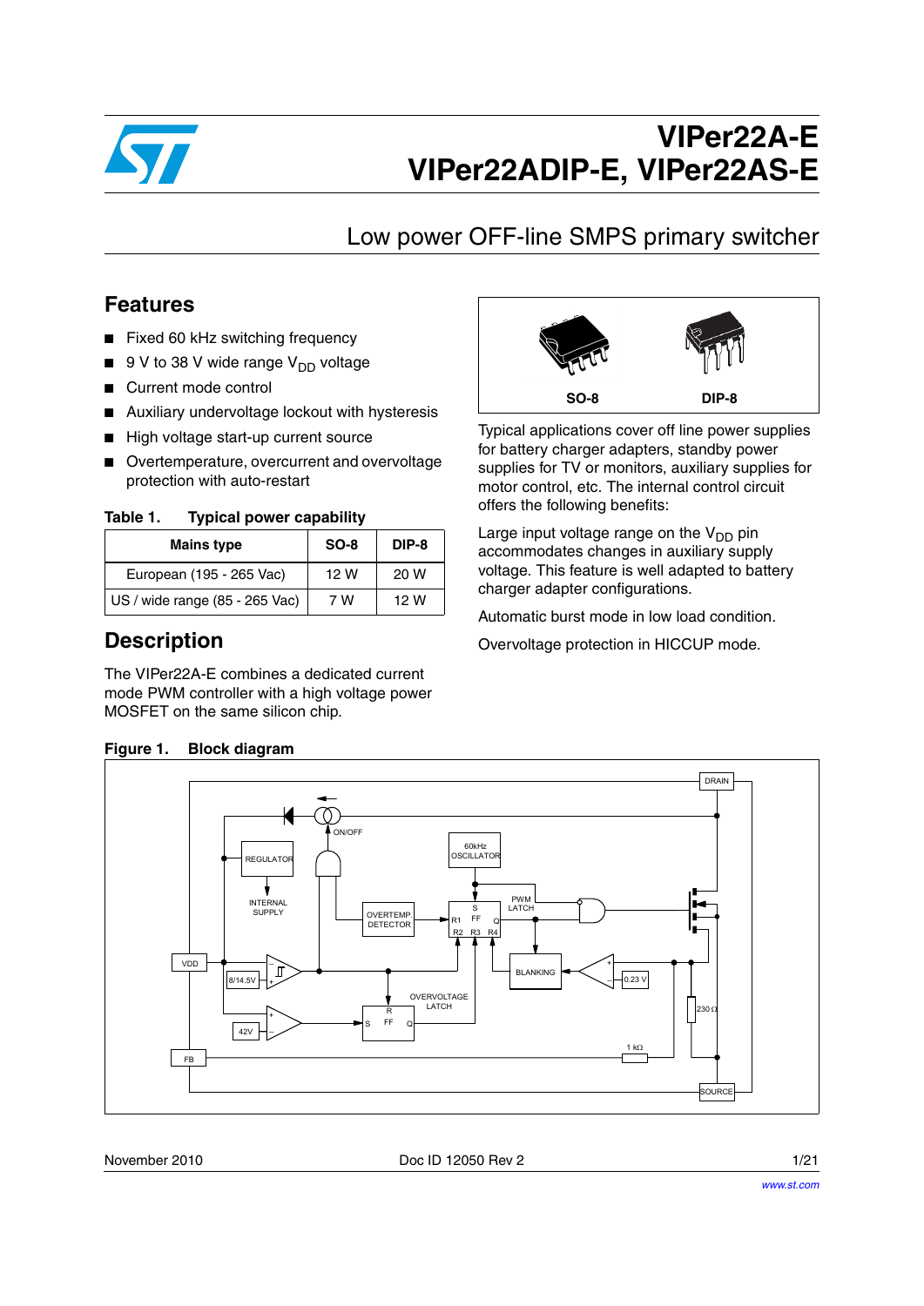# VIPer22A-E
# VIPer22ADIP-E, VIPer22AS-E

## Low power OFF-line SMPS primary switcher

## Features

- Fixed 60 kHz switching frequency
- 9 V to 38 V wide range $V_{DD}$ voltage
- Current mode control
- Auxiliary undervoltage lockout with hysteresis
- High voltage start-up current source
- Overtemperature, overcurrent and overvoltage protection with auto-restart

**Table 1. Typical power capability**

| Mains type | SO-8 | DIP-8 |
|---|---|---|
| European (195 - 265 Vac) | 12 W | 20 W |
| US / wide range (85 - 265 Vac) | 7 W | 12 W |

SO-8 DIP-8

## Description

The VIPer22A-E combines a dedicated current mode PWM controller with a high voltage power MOSFET on the same silicon chip.

Typical applications cover off line power supplies for battery charger adapters, standby power supplies for TV or monitors, auxiliary supplies for motor control, etc. The internal control circuit offers the following benefits:

Large input voltage range on the $V_{DD}$ pin accommodates changes in auxiliary supply voltage. This feature is well adapted to battery charger adapter configurations.

Automatic burst mode in low load condition.

Overvoltage protection in HICCUP mode.

**Figure 1. Block diagram**

DRAIN, ON/OFF, REGULATOR, INTERNAL SUPPLY, 60kHz OSCILLATOR, PWM LATCH, OVERTEMP. DETECTOR, VDD, 8/14.5V, BLANKING, 0.23 V, OVERVOLTAGE LATCH, 42V, 230 Ω, 1 kΩ, FB, SOURCE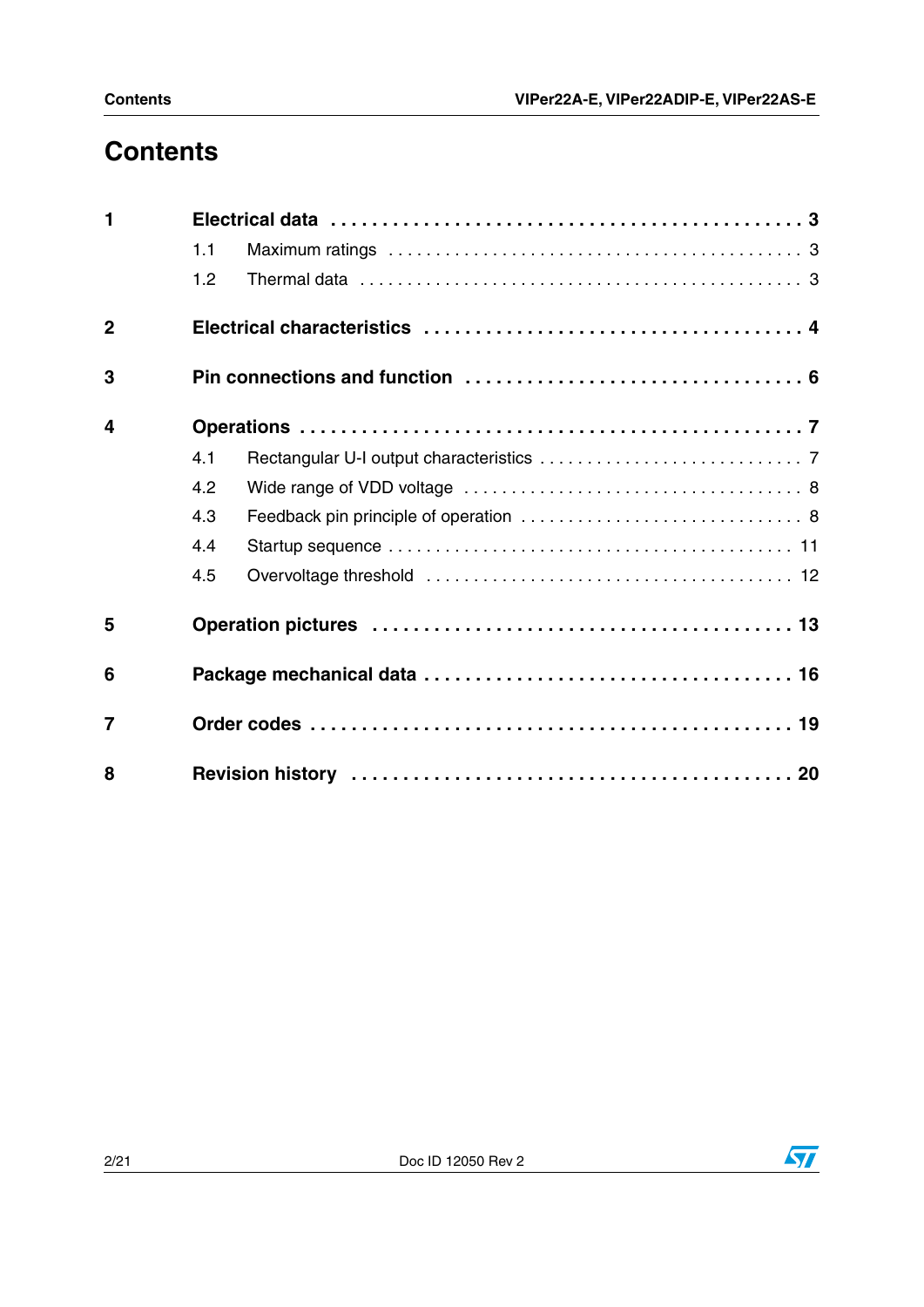# Contents

| | | |
|---|---|---|
| **1** | **Electrical data** | **3** |
| | 1.1 Maximum ratings | 3 |
| | 1.2 Thermal data | 3 |
| **2** | **Electrical characteristics** | **4** |
| **3** | **Pin connections and function** | **6** |
| **4** | **Operations** | **7** |
| | 4.1 Rectangular U-I output characteristics | 7 |
| | 4.2 Wide range of VDD voltage | 8 |
| | 4.3 Feedback pin principle of operation | 8 |
| | 4.4 Startup sequence | 11 |
| | 4.5 Overvoltage threshold | 12 |
| **5** | **Operation pictures** | **13** |
| **6** | **Package mechanical data** | **16** |
| **7** | **Order codes** | **19** |
| **8** | **Revision history** | **20** |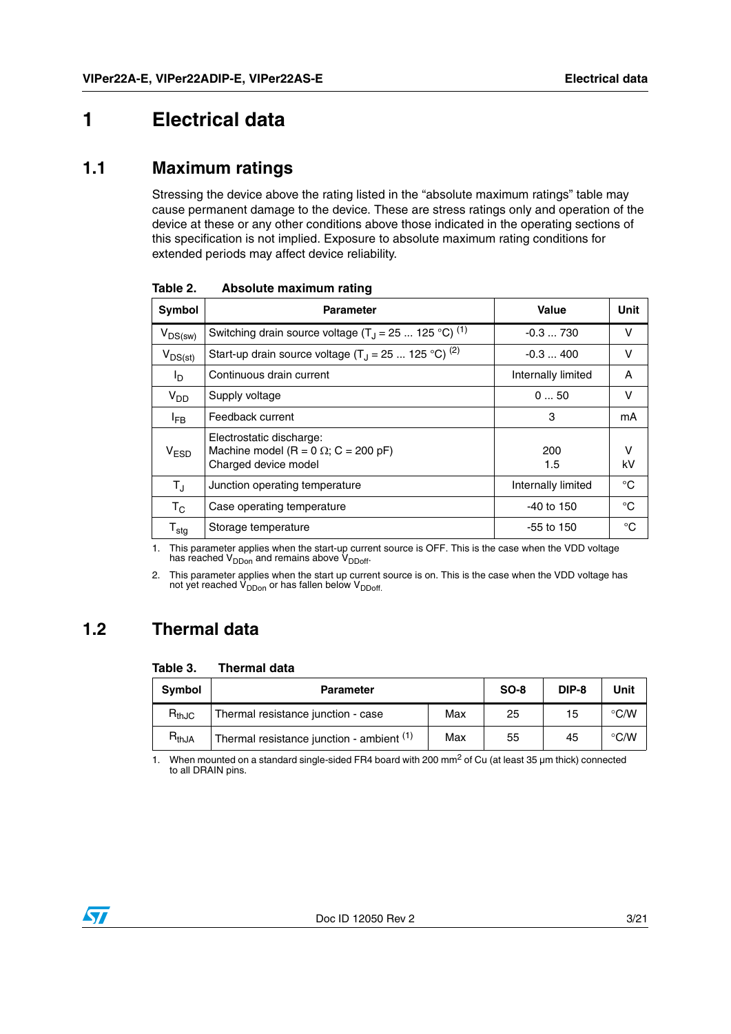# 1 Electrical data

## 1.1 Maximum ratings

Stressing the device above the rating listed in the “absolute maximum ratings” table may cause permanent damage to the device. These are stress ratings only and operation of the device at these or any other conditions above those indicated in the operating sections of this specification is not implied. Exposure to absolute maximum rating conditions for extended periods may affect device reliability.

**Table 2. Absolute maximum rating**

| Symbol | Parameter | Value | Unit |
|---|---|---|---|
| $V_{DS(sw)}$ | Switching drain source voltage ($T_J$ = 25 ... 125 °C) [1] | -0.3 ... 730 | V |
| $V_{DS(st)}$ | Start-up drain source voltage ($T_J$ = 25 ... 125 °C) [2] | -0.3 ... 400 | V |
| $I_D$ | Continuous drain current | Internally limited | A |
| $V_{DD}$ | Supply voltage | 0 ... 50 | V |
| $I_{FB}$ | Feedback current | 3 | mA |
| $V_{ESD}$ | Electrostatic discharge:<br>Machine model (R = 0 Ω; C = 200 pF)<br>Charged device model | 200<br>1.5 | V<br>kV |
| $T_J$ | Junction operating temperature | Internally limited | °C |
| $T_C$ | Case operating temperature | -40 to 150 | °C |
| $T_{stg}$ | Storage temperature | -55 to 150 | °C |

1. This parameter applies when the start-up current source is OFF. This is the case when the VDD voltage has reached $V_{DDon}$ and remains above $V_{DDoff}$.
2. This parameter applies when the start up current source is on. This is the case when the VDD voltage has not yet reached $V_{DDon}$ or has fallen below $V_{DDoff}$.

## 1.2 Thermal data

**Table 3. Thermal data**

| Symbol | Parameter | | SO-8 | DIP-8 | Unit |
|---|---|---|---|---|---|
| $R_{thJC}$ | Thermal resistance junction - case | Max | 25 | 15 | °C/W |
| $R_{thJA}$ | Thermal resistance junction - ambient [1] | Max | 55 | 45 | °C/W |

1. When mounted on a standard single-sided FR4 board with 200 $mm^2$ of Cu (at least 35 µm thick) connected to all DRAIN pins.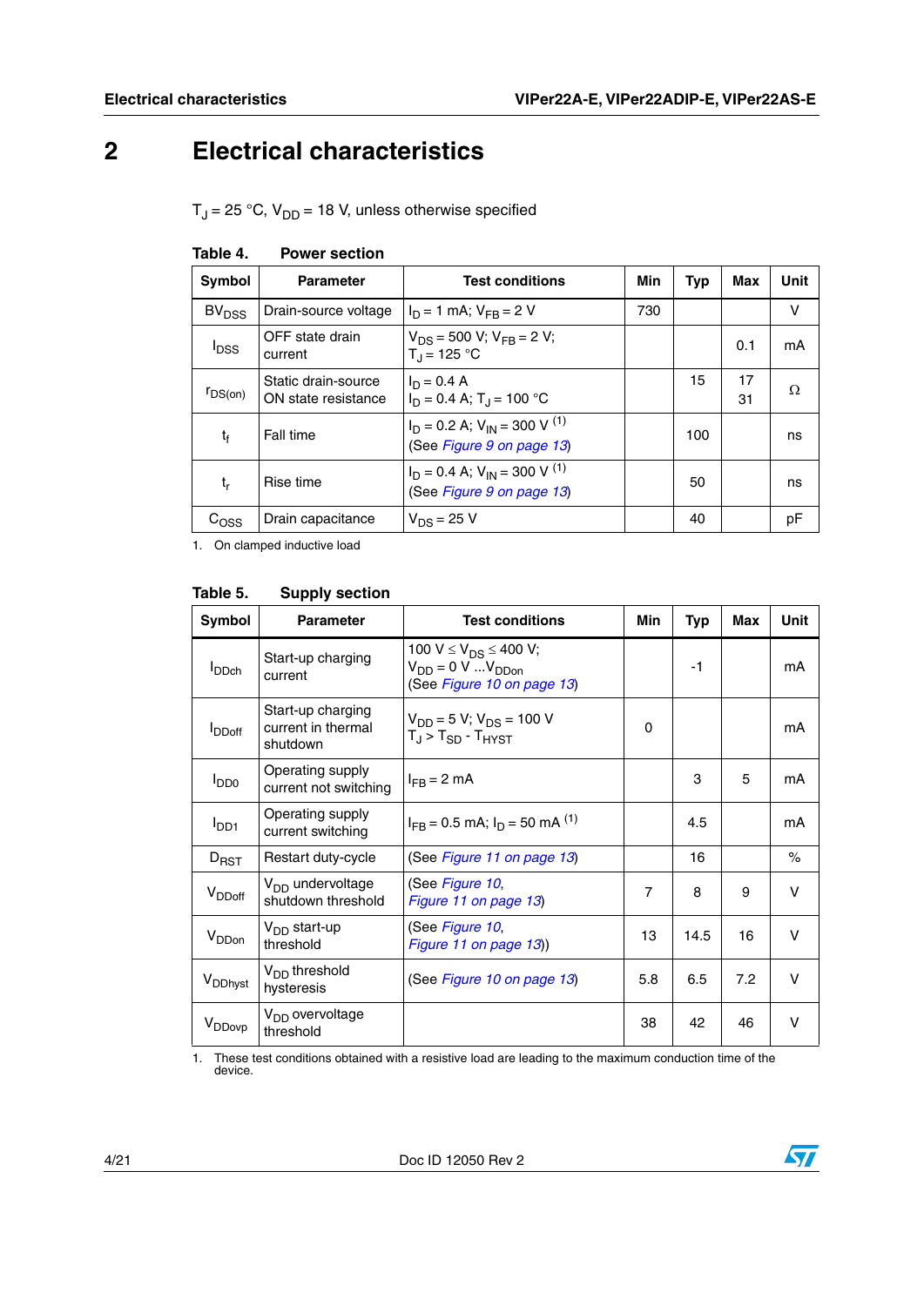# 2 Electrical characteristics

$T_J = 25\ °C$, $V_{DD} = 18\ V$, unless otherwise specified

**Table 4. Power section**

| Symbol | Parameter | Test conditions | Min | Typ | Max | Unit |
|---|---|---|---|---|---|---|
| $BV_{DSS}$ | Drain-source voltage | $I_D = 1\ mA$; $V_{FB} = 2\ V$ | 730 | | | V |
| $I_{DSS}$ | OFF state drain current | $V_{DS} = 500\ V$; $V_{FB} = 2\ V$; $T_J = 125\ °C$ | | | 0.1 | mA |
| $r_{DS(on)}$ | Static drain-source ON state resistance | $I_D = 0.4\ A$ <br> $I_D = 0.4\ A$; $T_J = 100\ °C$ | | 15 | 17 <br> 31 | Ω |
| $t_f$ | Fall time | $I_D = 0.2\ A$; $V_{IN} = 300\ V$ (1) (See Figure 9 on page 13) | | 100 | | ns |
| $t_r$ | Rise time | $I_D = 0.4\ A$; $V_{IN} = 300\ V$ (1) (See Figure 9 on page 13) | | 50 | | ns |
| $C_{OSS}$ | Drain capacitance | $V_{DS} = 25\ V$ | | 40 | | pF |

1. On clamped inductive load

**Table 5. Supply section**

| Symbol | Parameter | Test conditions | Min | Typ | Max | Unit |
|---|---|---|---|---|---|---|
| $I_{DDch}$ | Start-up charging current | $100\ V \le V_{DS} \le 400\ V$; $V_{DD} = 0\ V\ ...V_{DDon}$ (See Figure 10 on page 13) | | -1 | | mA |
| $I_{DDoff}$ | Start-up charging current in thermal shutdown | $V_{DD} = 5\ V$; $V_{DS} = 100\ V$ <br> $T_J > T_{SD} - T_{HYST}$ | 0 | | | mA |
| $I_{DD0}$ | Operating supply current not switching | $I_{FB} = 2\ mA$ | | 3 | 5 | mA |
| $I_{DD1}$ | Operating supply current switching | $I_{FB} = 0.5\ mA$; $I_D = 50\ mA$ (1) | | 4.5 | | mA |
| $D_{RST}$ | Restart duty-cycle | (See Figure 11 on page 13) | | 16 | | % |
| $V_{DDoff}$ | $V_{DD}$ undervoltage shutdown threshold | (See Figure 10, Figure 11 on page 13) | 7 | 8 | 9 | V |
| $V_{DDon}$ | $V_{DD}$ start-up threshold | (See Figure 10, Figure 11 on page 13)) | 13 | 14.5 | 16 | V |
| $V_{DDhyst}$ | $V_{DD}$ threshold hysteresis | (See Figure 10 on page 13) | 5.8 | 6.5 | 7.2 | V |
| $V_{DDovp}$ | $V_{DD}$ overvoltage threshold | | 38 | 42 | 46 | V |

1. These test conditions obtained with a resistive load are leading to the maximum conduction time of the device.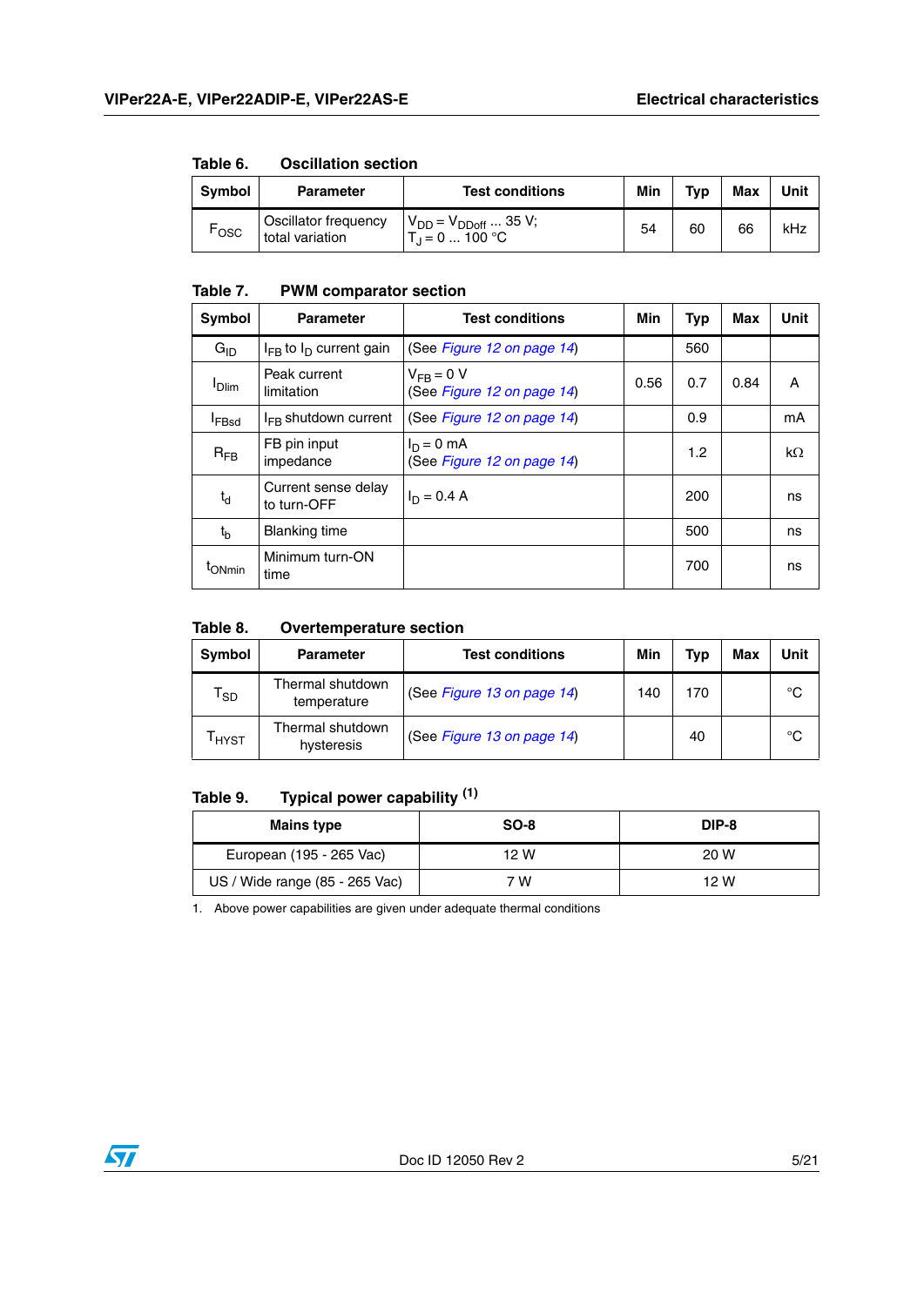Table 6. Oscillation section

| Symbol | Parameter | Test conditions | Min | Typ | Max | Unit |
|---|---|---|---|---|---|---|
| $F_{OSC}$ | Oscillator frequency total variation | $V_{DD} = V_{DDoff}$ ... 35 V; $T_J$ = 0 ... 100 °C | 54 | 60 | 66 | kHz |

Table 7. PWM comparator section

| Symbol | Parameter | Test conditions | Min | Typ | Max | Unit |
|---|---|---|---|---|---|---|
| $G_{ID}$ | $I_{FB}$ to $I_D$ current gain | (See *Figure 12 on page 14*) | | 560 | | |
| $I_{Dlim}$ | Peak current limitation | $V_{FB}$ = 0 V (See *Figure 12 on page 14*) | 0.56 | 0.7 | 0.84 | A |
| $I_{FBsd}$ | $I_{FB}$ shutdown current | (See *Figure 12 on page 14*) | | 0.9 | | mA |
| $R_{FB}$ | FB pin input impedance | $I_D$ = 0 mA (See *Figure 12 on page 14*) | | 1.2 | | kΩ |
| $t_d$ | Current sense delay to turn-OFF | $I_D$ = 0.4 A | | 200 | | ns |
| $t_b$ | Blanking time | | | 500 | | ns |
| $t_{ONmin}$ | Minimum turn-ON time | | | 700 | | ns |

Table 8. Overtemperature section

| Symbol | Parameter | Test conditions | Min | Typ | Max | Unit |
|---|---|---|---|---|---|---|
| $T_{SD}$ | Thermal shutdown temperature | (See *Figure 13 on page 14*) | 140 | 170 | | °C |
| $T_{HYST}$ | Thermal shutdown hysteresis | (See *Figure 13 on page 14*) | | 40 | | °C |

Table 9. Typical power capability [(1)]

| Mains type | SO-8 | DIP-8 |
|---|---|---|
| European (195 - 265 Vac) | 12 W | 20 W |
| US / Wide range (85 - 265 Vac) | 7 W | 12 W |

1. Above power capabilities are given under adequate thermal conditions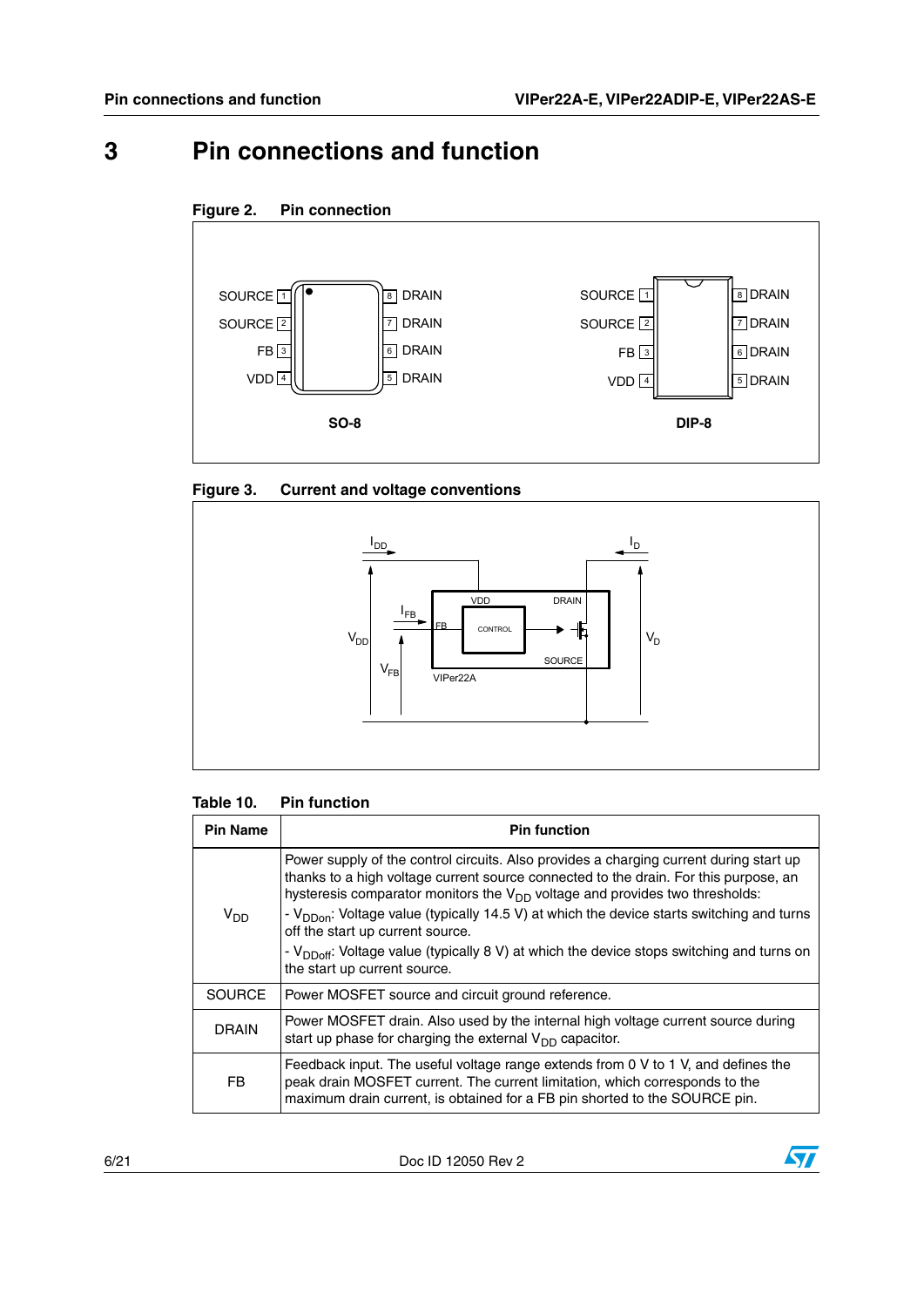# 3 Pin connections and function

**Figure 2. Pin connection**

**Figure 3. Current and voltage conventions**

**Table 10. Pin function**

| Pin Name | Pin function |
|---|---|
| $V_{DD}$ | Power supply of the control circuits. Also provides a charging current during start up thanks to a high voltage current source connected to the drain. For this purpose, an hysteresis comparator monitors the $V_{DD}$ voltage and provides two thresholds:<br>- $V_{DDon}$: Voltage value (typically 14.5 V) at which the device starts switching and turns off the start up current source.<br>- $V_{DDoff}$: Voltage value (typically 8 V) at which the device stops switching and turns on the start up current source. |
| SOURCE | Power MOSFET source and circuit ground reference. |
| DRAIN | Power MOSFET drain. Also used by the internal high voltage current source during start up phase for charging the external $V_{DD}$ capacitor. |
| FB | Feedback input. The useful voltage range extends from 0 V to 1 V, and defines the peak drain MOSFET current. The current limitation, which corresponds to the maximum drain current, is obtained for a FB pin shorted to the SOURCE pin. |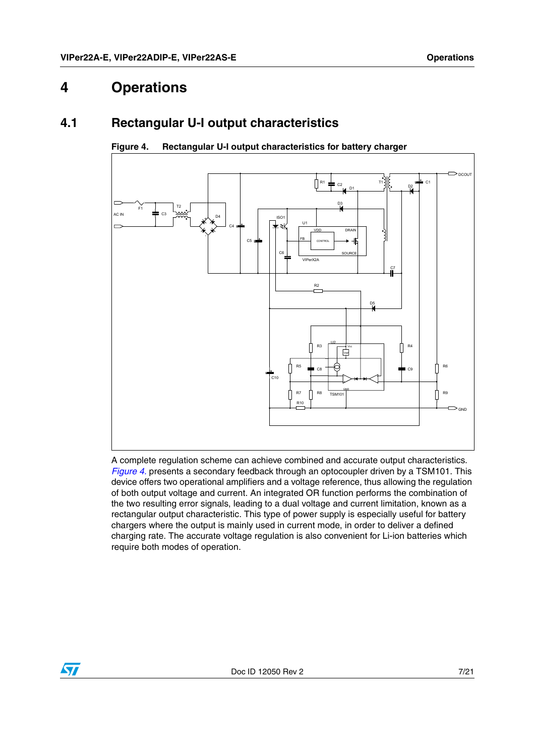# 4 Operations

## 4.1 Rectangular U-I output characteristics

**Figure 4. Rectangular U-I output characteristics for battery charger**

A complete regulation scheme can achieve combined and accurate output characteristics. *Figure 4.* presents a secondary feedback through an optocoupler driven by a TSM101. This device offers two operational amplifiers and a voltage reference, thus allowing the regulation of both output voltage and current. An integrated OR function performs the combination of the two resulting error signals, leading to a dual voltage and current limitation, known as a rectangular output characteristic. This type of power supply is especially useful for battery chargers where the output is mainly used in current mode, in order to deliver a defined charging rate. The accurate voltage regulation is also convenient for Li-ion batteries which require both modes of operation.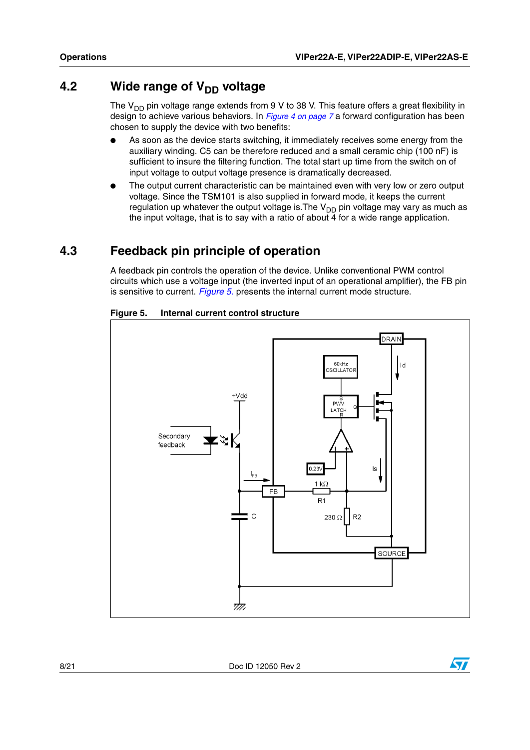## 4.2 Wide range of $V_{DD}$ voltage

The $V_{DD}$ pin voltage range extends from 9 V to 38 V. This feature offers a great flexibility in design to achieve various behaviors. In *Figure 4 on page 7* a forward configuration has been chosen to supply the device with two benefits:

- As soon as the device starts switching, it immediately receives some energy from the auxiliary winding. C5 can be therefore reduced and a small ceramic chip (100 nF) is sufficient to insure the filtering function. The total start up time from the switch on of input voltage to output voltage presence is dramatically decreased.
- The output current characteristic can be maintained even with very low or zero output voltage. Since the TSM101 is also supplied in forward mode, it keeps the current regulation up whatever the output voltage is.The $V_{DD}$ pin voltage may vary as much as the input voltage, that is to say with a ratio of about 4 for a wide range application.

## 4.3 Feedback pin principle of operation

A feedback pin controls the operation of the device. Unlike conventional PWM control circuits which use a voltage input (the inverted input of an operational amplifier), the FB pin is sensitive to current. *Figure 5.* presents the internal current mode structure.

**Figure 5. Internal current control structure**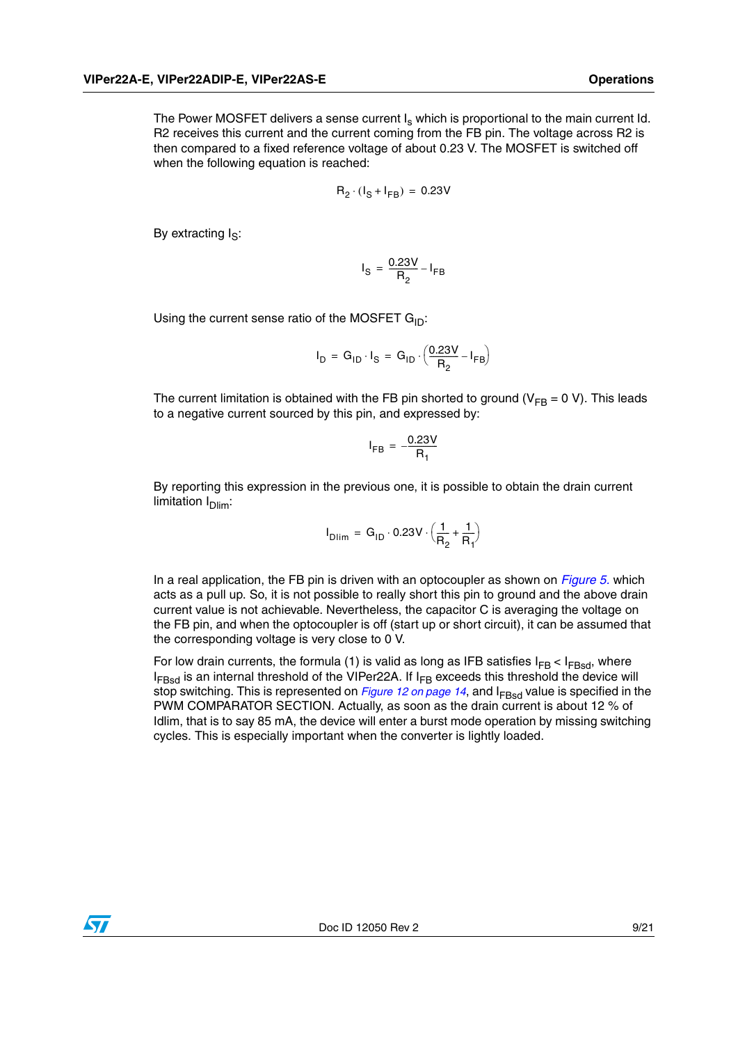The Power MOSFET delivers a sense current $I_s$ which is proportional to the main current Id. R2 receives this current and the current coming from the FB pin. The voltage across R2 is then compared to a fixed reference voltage of about 0.23 V. The MOSFET is switched off when the following equation is reached:

$$R_2 \cdot (I_S + I_{FB}) = 0.23V$$

By extracting $I_S$:

$$I_S = \frac{0.23V}{R_2} - I_{FB}$$

Using the current sense ratio of the MOSFET $G_{ID}$:

$$I_D = G_{ID} \cdot I_S = G_{ID} \cdot \left(\frac{0.23V}{R_2} - I_{FB}\right)$$

The current limitation is obtained with the FB pin shorted to ground ($V_{FB}$ = 0 V). This leads to a negative current sourced by this pin, and expressed by:

$$I_{FB} = -\frac{0.23V}{R_1}$$

By reporting this expression in the previous one, it is possible to obtain the drain current limitation $I_{Dlim}$:

$$I_{Dlim} = G_{ID} \cdot 0.23V \cdot \left(\frac{1}{R_2} + \frac{1}{R_1}\right)$$

In a real application, the FB pin is driven with an optocoupler as shown on *Figure 5.* which acts as a pull up. So, it is not possible to really short this pin to ground and the above drain current value is not achievable. Nevertheless, the capacitor C is averaging the voltage on the FB pin, and when the optocoupler is off (start up or short circuit), it can be assumed that the corresponding voltage is very close to 0 V.

For low drain currents, the formula (1) is valid as long as IFB satisfies $I_{FB} < I_{FBsd}$, where $I_{FBsd}$ is an internal threshold of the VIPer22A. If $I_{FB}$ exceeds this threshold the device will stop switching. This is represented on *Figure 12 on page 14*, and $I_{FBsd}$ value is specified in the PWM COMPARATOR SECTION. Actually, as soon as the drain current is about 12 % of Idlim, that is to say 85 mA, the device will enter a burst mode operation by missing switching cycles. This is especially important when the converter is lightly loaded.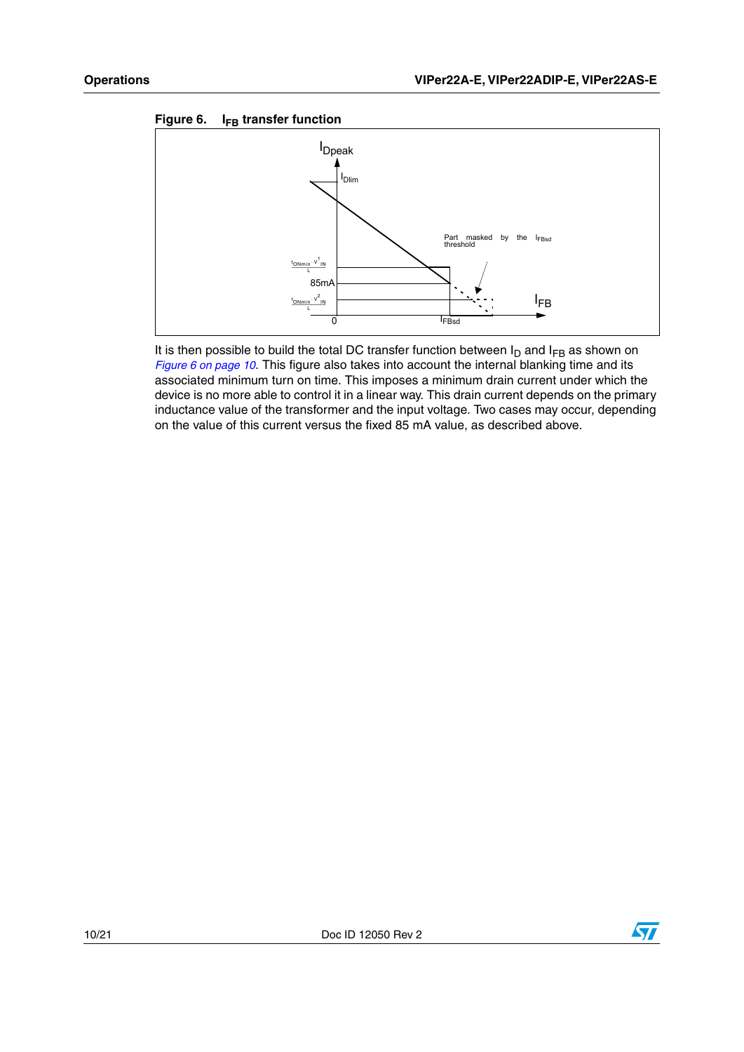**Figure 6. $I_{FB}$ transfer function**

It is then possible to build the total DC transfer function between $I_D$ and $I_{FB}$ as shown on *Figure 6 on page 10*. This figure also takes into account the internal blanking time and its associated minimum turn on time. This imposes a minimum drain current under which the device is no more able to control it in a linear way. This drain current depends on the primary inductance value of the transformer and the input voltage. Two cases may occur, depending on the value of this current versus the fixed 85 mA value, as described above.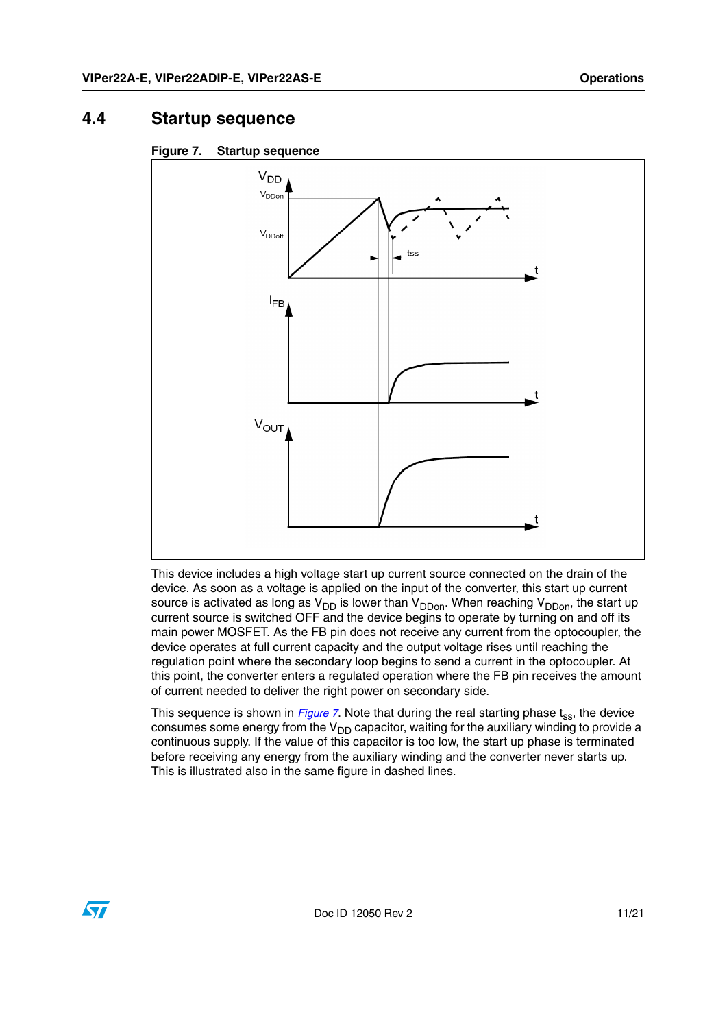## 4.4 Startup sequence

**Figure 7. Startup sequence**

This device includes a high voltage start up current source connected on the drain of the device. As soon as a voltage is applied on the input of the converter, this start up current source is activated as long as $V_{DD}$ is lower than $V_{DDon}$. When reaching $V_{DDon}$, the start up current source is switched OFF and the device begins to operate by turning on and off its main power MOSFET. As the FB pin does not receive any current from the optocoupler, the device operates at full current capacity and the output voltage rises until reaching the regulation point where the secondary loop begins to send a current in the optocoupler. At this point, the converter enters a regulated operation where the FB pin receives the amount of current needed to deliver the right power on secondary side.

This sequence is shown in *Figure 7*. Note that during the real starting phase $t_{ss}$, the device consumes some energy from the $V_{DD}$ capacitor, waiting for the auxiliary winding to provide a continuous supply. If the value of this capacitor is too low, the start up phase is terminated before receiving any energy from the auxiliary winding and the converter never starts up. This is illustrated also in the same figure in dashed lines.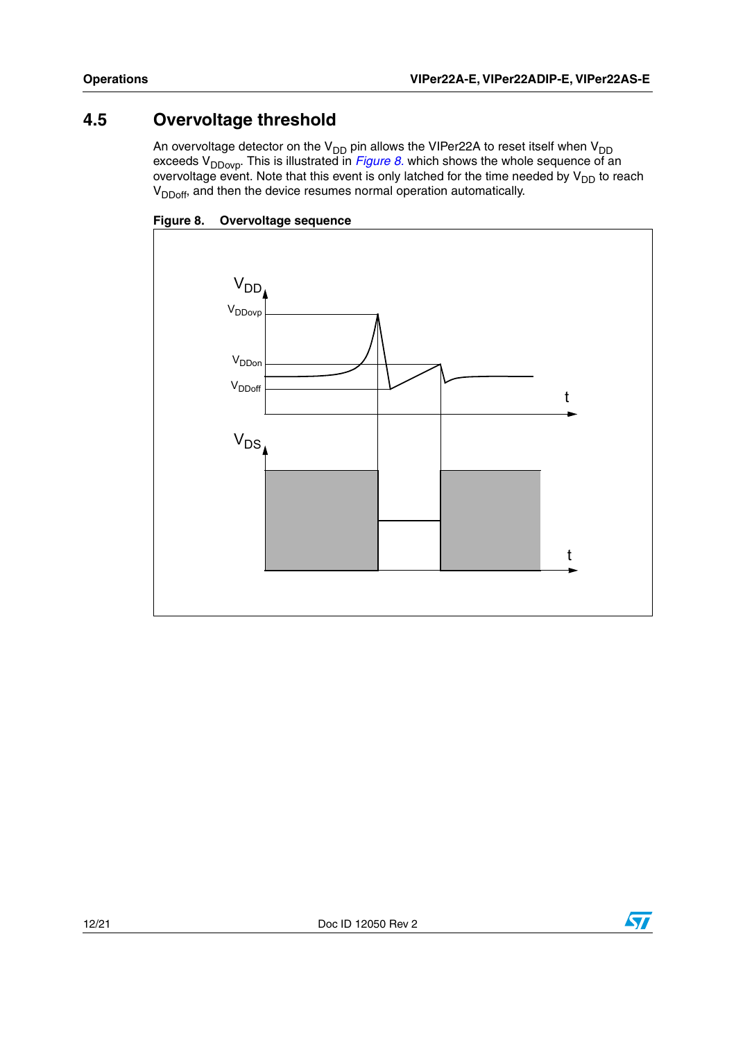## 4.5 Overvoltage threshold

An overvoltage detector on the $V_{DD}$ pin allows the VIPer22A to reset itself when $V_{DD}$ exceeds $V_{DDovp}$. This is illustrated in *Figure 8.* which shows the whole sequence of an overvoltage event. Note that this event is only latched for the time needed by $V_{DD}$ to reach $V_{DDoff}$, and then the device resumes normal operation automatically.

**Figure 8. Overvoltage sequence**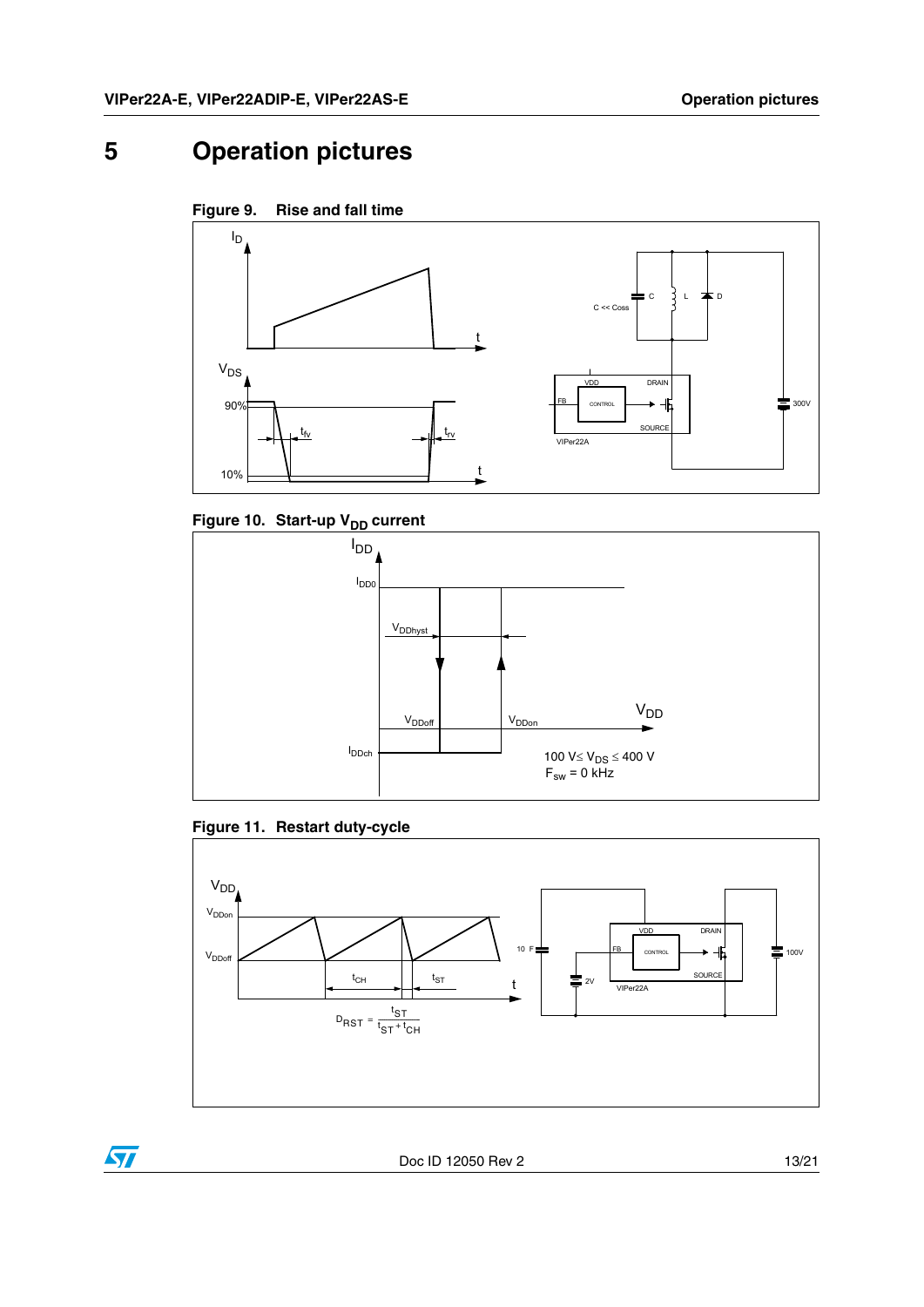# 5 Operation pictures

**Figure 9. Rise and fall time**

**Figure 10. Start-up $V_{DD}$ current**

**Figure 11. Restart duty-cycle**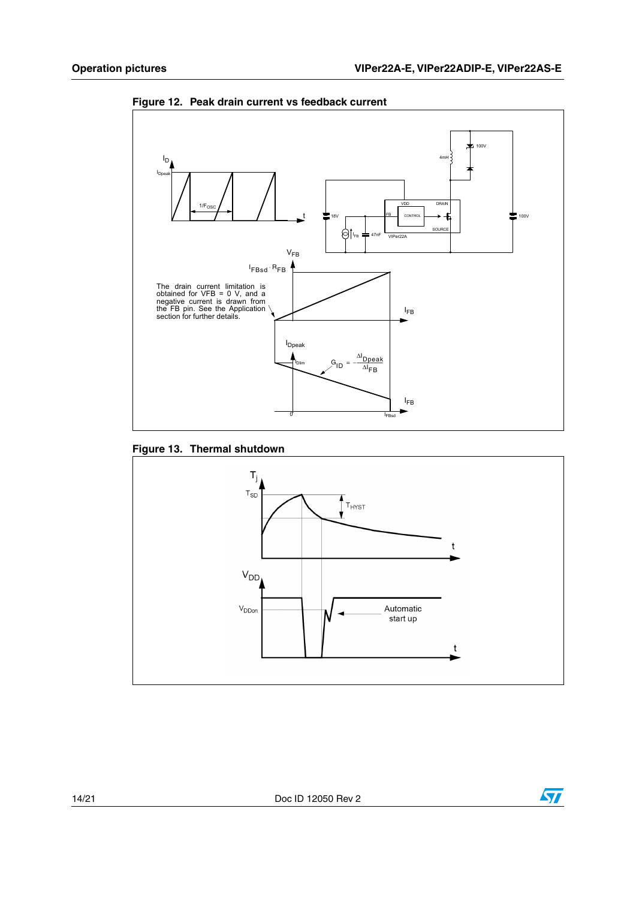**Figure 12. Peak drain current vs feedback current**

The drain current limitation is obtained for VFB = 0 V, and a negative current is drawn from the FB pin. See the Application section for further details.

$$G_{ID} = -\frac{\Delta I_{Dpeak}}{\Delta I_{FB}}$$

**Figure 13. Thermal shutdown**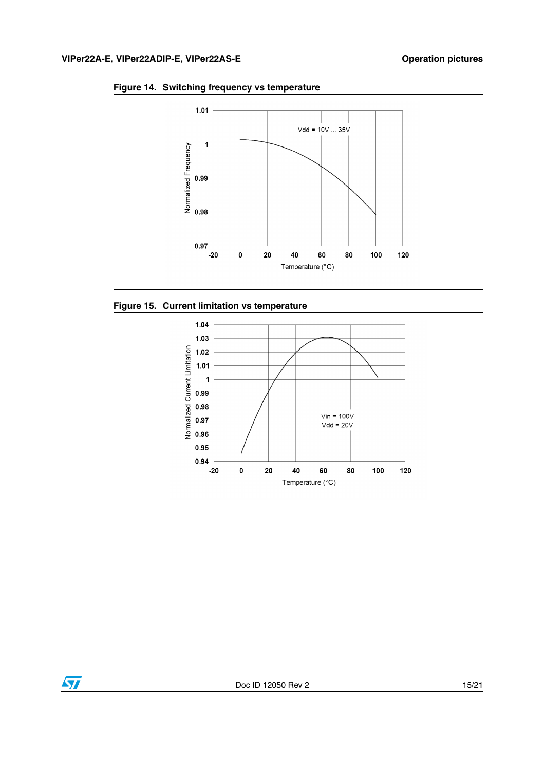**Figure 14. Switching frequency vs temperature**

**Figure 15. Current limitation vs temperature**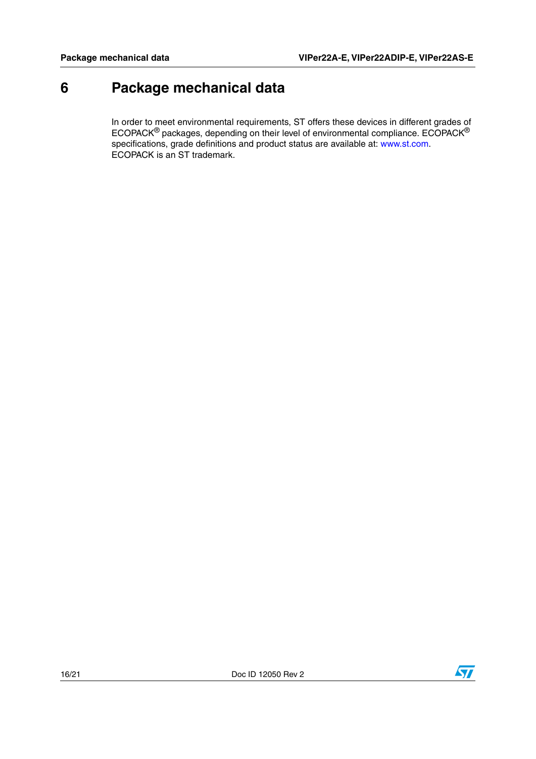# 6 Package mechanical data

In order to meet environmental requirements, ST offers these devices in different grades of ECOPACK® packages, depending on their level of environmental compliance. ECOPACK® specifications, grade definitions and product status are available at: www.st.com. ECOPACK is an ST trademark.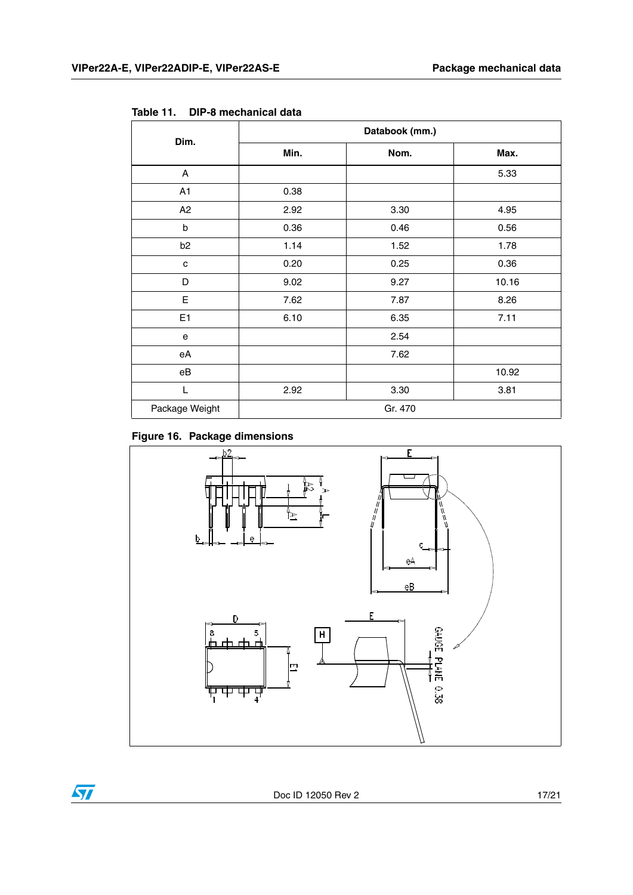**Table 11. DIP-8 mechanical data**

| Dim. | Databook (mm.) | | |
|---|---|---|---|
| | **Min.** | **Nom.** | **Max.** |
| A | | | 5.33 |
| A1 | 0.38 | | |
| A2 | 2.92 | 3.30 | 4.95 |
| b | 0.36 | 0.46 | 0.56 |
| b2 | 1.14 | 1.52 | 1.78 |
| c | 0.20 | 0.25 | 0.36 |
| D | 9.02 | 9.27 | 10.16 |
| E | 7.62 | 7.87 | 8.26 |
| E1 | 6.10 | 6.35 | 7.11 |
| e | | 2.54 | |
| eA | | 7.62 | |
| eB | | | 10.92 |
| L | 2.92 | 3.30 | 3.81 |
| Package Weight | Gr. 470 | | |

**Figure 16. Package dimensions**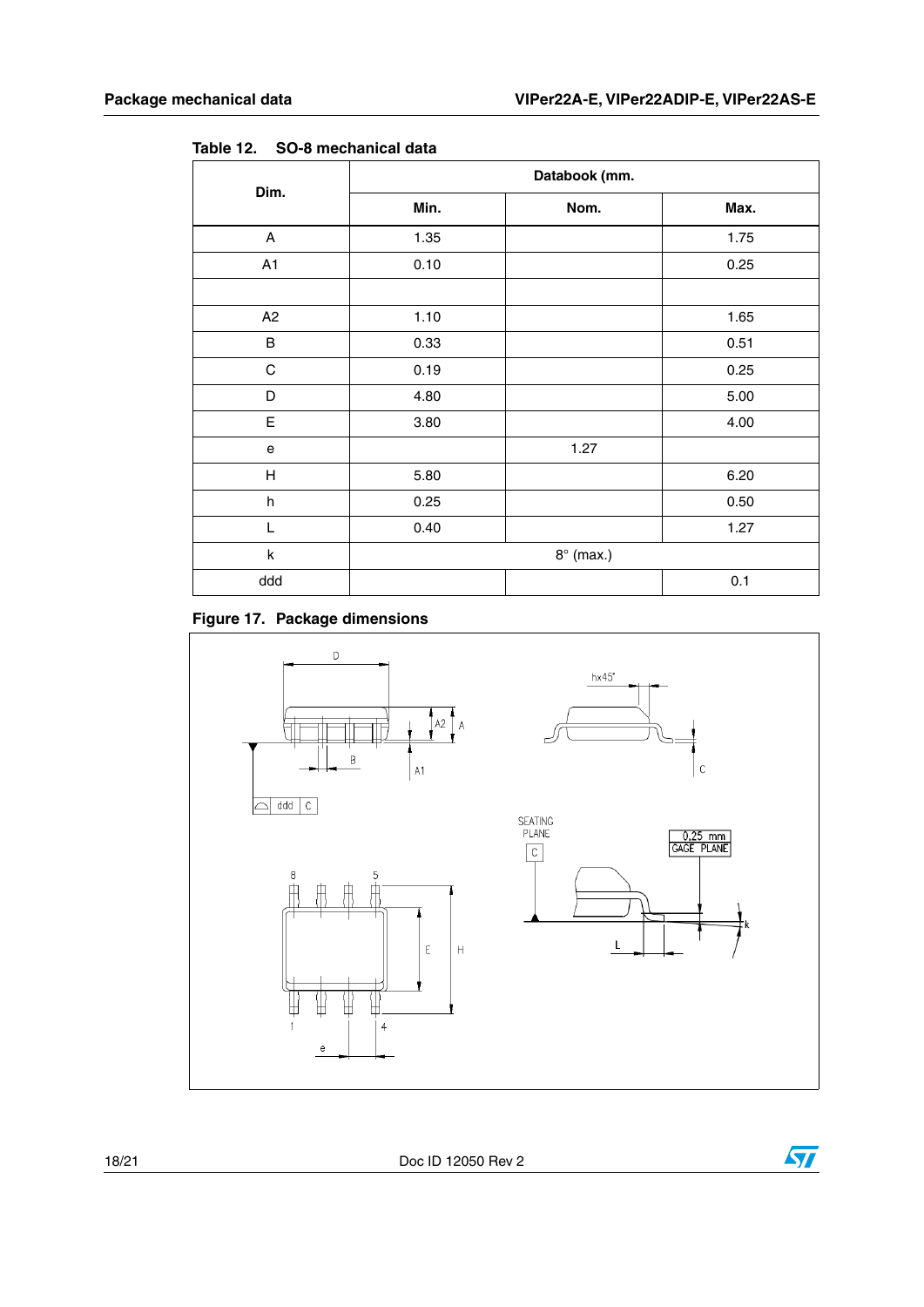Table 12. SO-8 mechanical data

| Dim. | Databook (mm. | | |
|---|---|---|---|
| | Min. | Nom. | Max. |
| A | 1.35 | | 1.75 |
| A1 | 0.10 | | 0.25 |
| | | | |
| A2 | 1.10 | | 1.65 |
| B | 0.33 | | 0.51 |
| C | 0.19 | | 0.25 |
| D | 4.80 | | 5.00 |
| E | 3.80 | | 4.00 |
| e | | 1.27 | |
| H | 5.80 | | 6.20 |
| h | 0.25 | | 0.50 |
| L | 0.40 | | 1.27 |
| k | 8° (max.) | | |
| ddd | | | 0.1 |

Figure 17. Package dimensions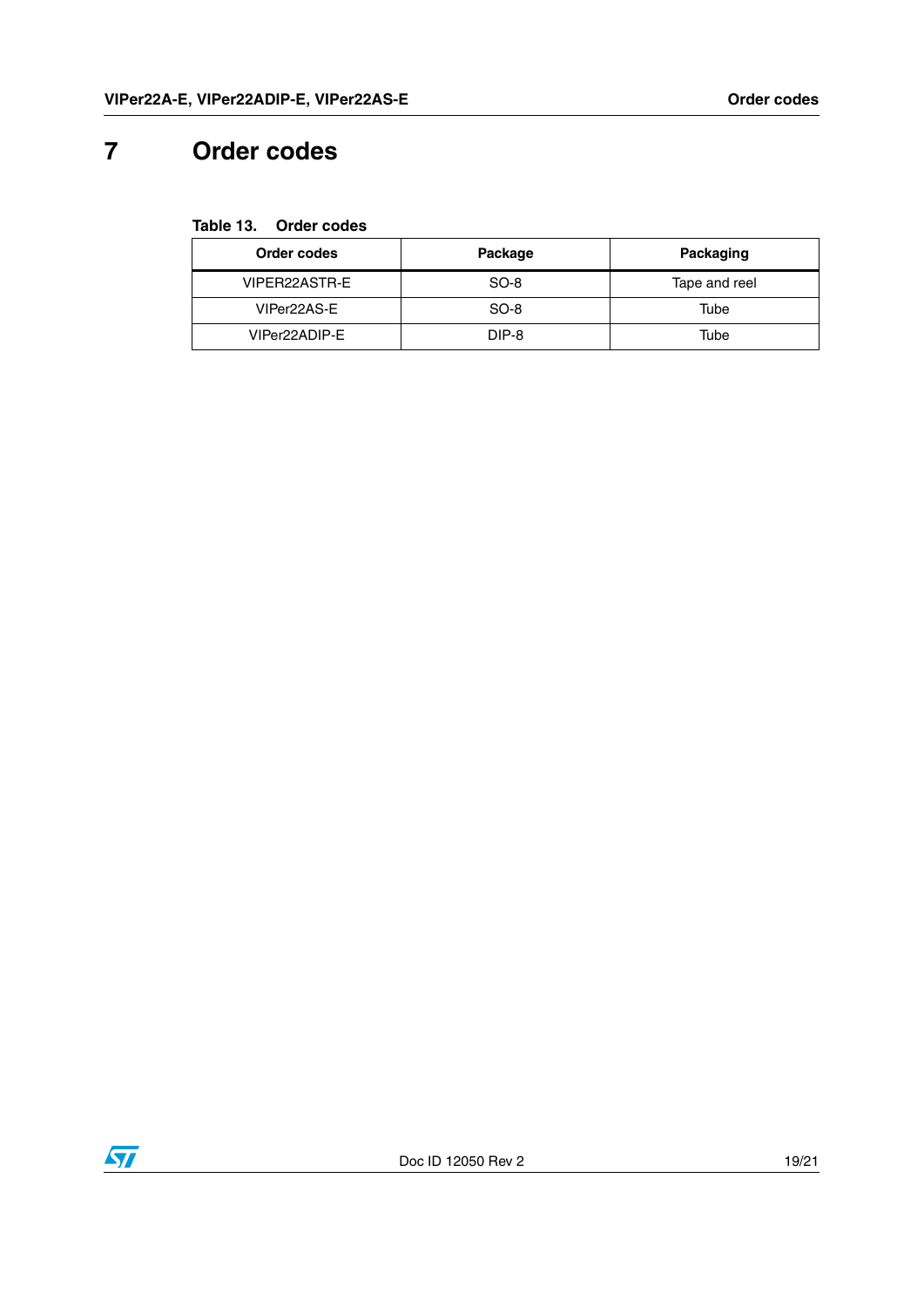# 7 Order codes

Table 13. Order codes

| Order codes | Package | Packaging |
|---|---|---|
| VIPER22ASTR-E | SO-8 | Tape and reel |
| VIPer22AS-E | SO-8 | Tube |
| VIPer22ADIP-E | DIP-8 | Tube |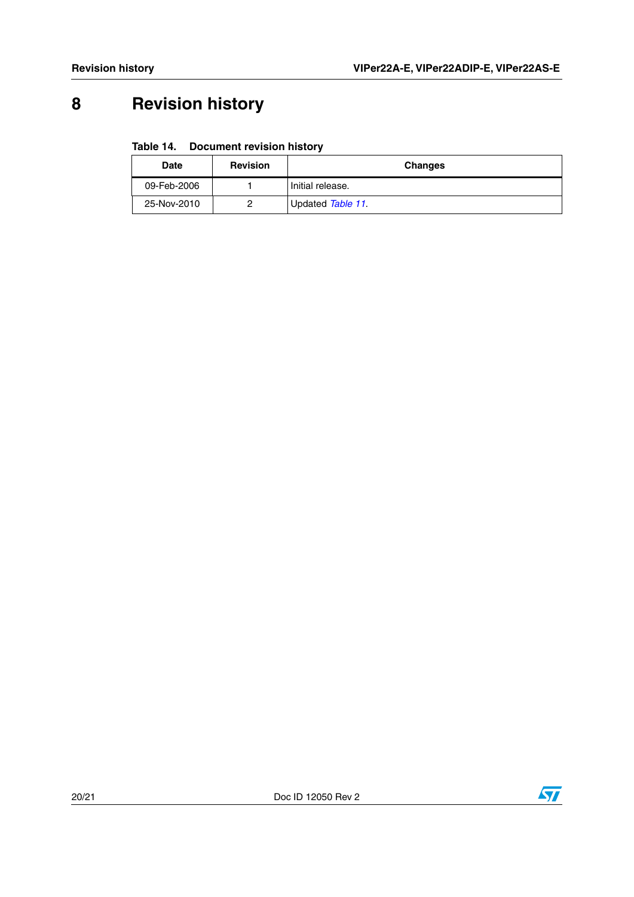# 8 Revision history

**Table 14. Document revision history**

| Date | Revision | Changes |
|---|---|---|
| 09-Feb-2006 | 1 | Initial release. |
| 25-Nov-2010 | 2 | Updated *Table 11*. |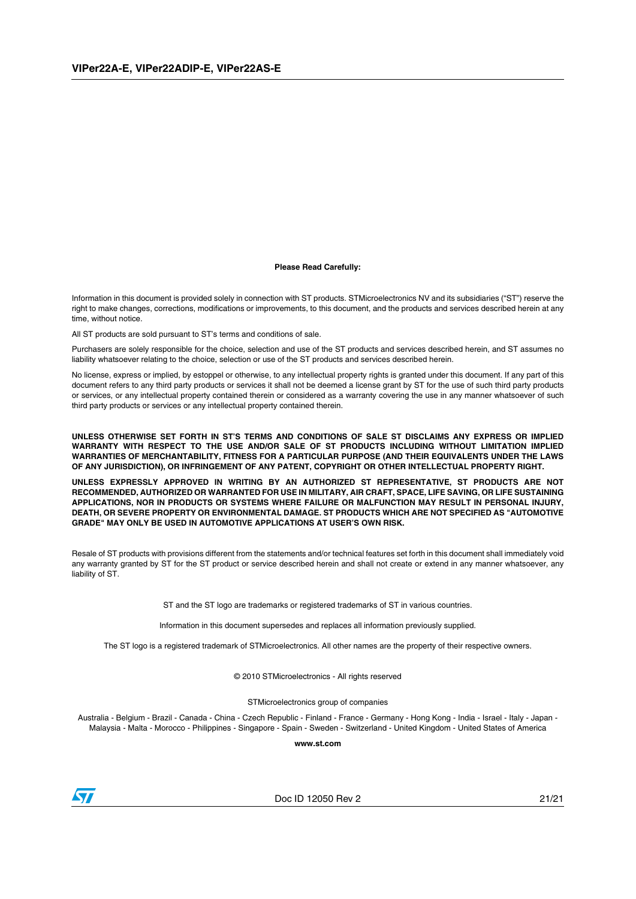**Please Read Carefully:**

Information in this document is provided solely in connection with ST products. STMicroelectronics NV and its subsidiaries (“ST”) reserve the right to make changes, corrections, modifications or improvements, to this document, and the products and services described herein at any time, without notice.

All ST products are sold pursuant to ST’s terms and conditions of sale.

Purchasers are solely responsible for the choice, selection and use of the ST products and services described herein, and ST assumes no liability whatsoever relating to the choice, selection or use of the ST products and services described herein.

No license, express or implied, by estoppel or otherwise, to any intellectual property rights is granted under this document. If any part of this document refers to any third party products or services it shall not be deemed a license grant by ST for the use of such third party products or services, or any intellectual property contained therein or considered as a warranty covering the use in any manner whatsoever of such third party products or services or any intellectual property contained therein.

**UNLESS OTHERWISE SET FORTH IN ST’S TERMS AND CONDITIONS OF SALE ST DISCLAIMS ANY EXPRESS OR IMPLIED WARRANTY WITH RESPECT TO THE USE AND/OR SALE OF ST PRODUCTS INCLUDING WITHOUT LIMITATION IMPLIED WARRANTIES OF MERCHANTABILITY, FITNESS FOR A PARTICULAR PURPOSE (AND THEIR EQUIVALENTS UNDER THE LAWS OF ANY JURISDICTION), OR INFRINGEMENT OF ANY PATENT, COPYRIGHT OR OTHER INTELLECTUAL PROPERTY RIGHT.**

**UNLESS EXPRESSLY APPROVED IN WRITING BY AN AUTHORIZED ST REPRESENTATIVE, ST PRODUCTS ARE NOT RECOMMENDED, AUTHORIZED OR WARRANTED FOR USE IN MILITARY, AIR CRAFT, SPACE, LIFE SAVING, OR LIFE SUSTAINING APPLICATIONS, NOR IN PRODUCTS OR SYSTEMS WHERE FAILURE OR MALFUNCTION MAY RESULT IN PERSONAL INJURY, DEATH, OR SEVERE PROPERTY OR ENVIRONMENTAL DAMAGE. ST PRODUCTS WHICH ARE NOT SPECIFIED AS "AUTOMOTIVE GRADE" MAY ONLY BE USED IN AUTOMOTIVE APPLICATIONS AT USER’S OWN RISK.**

Resale of ST products with provisions different from the statements and/or technical features set forth in this document shall immediately void any warranty granted by ST for the ST product or service described herein and shall not create or extend in any manner whatsoever, any liability of ST.

ST and the ST logo are trademarks or registered trademarks of ST in various countries.

Information in this document supersedes and replaces all information previously supplied.

The ST logo is a registered trademark of STMicroelectronics. All other names are the property of their respective owners.

© 2010 STMicroelectronics - All rights reserved

STMicroelectronics group of companies

Australia - Belgium - Brazil - Canada - China - Czech Republic - Finland - France - Germany - Hong Kong - India - Israel - Italy - Japan - Malaysia - Malta - Morocco - Philippines - Singapore - Spain - Sweden - Switzerland - United Kingdom - United States of America

**www.st.com**